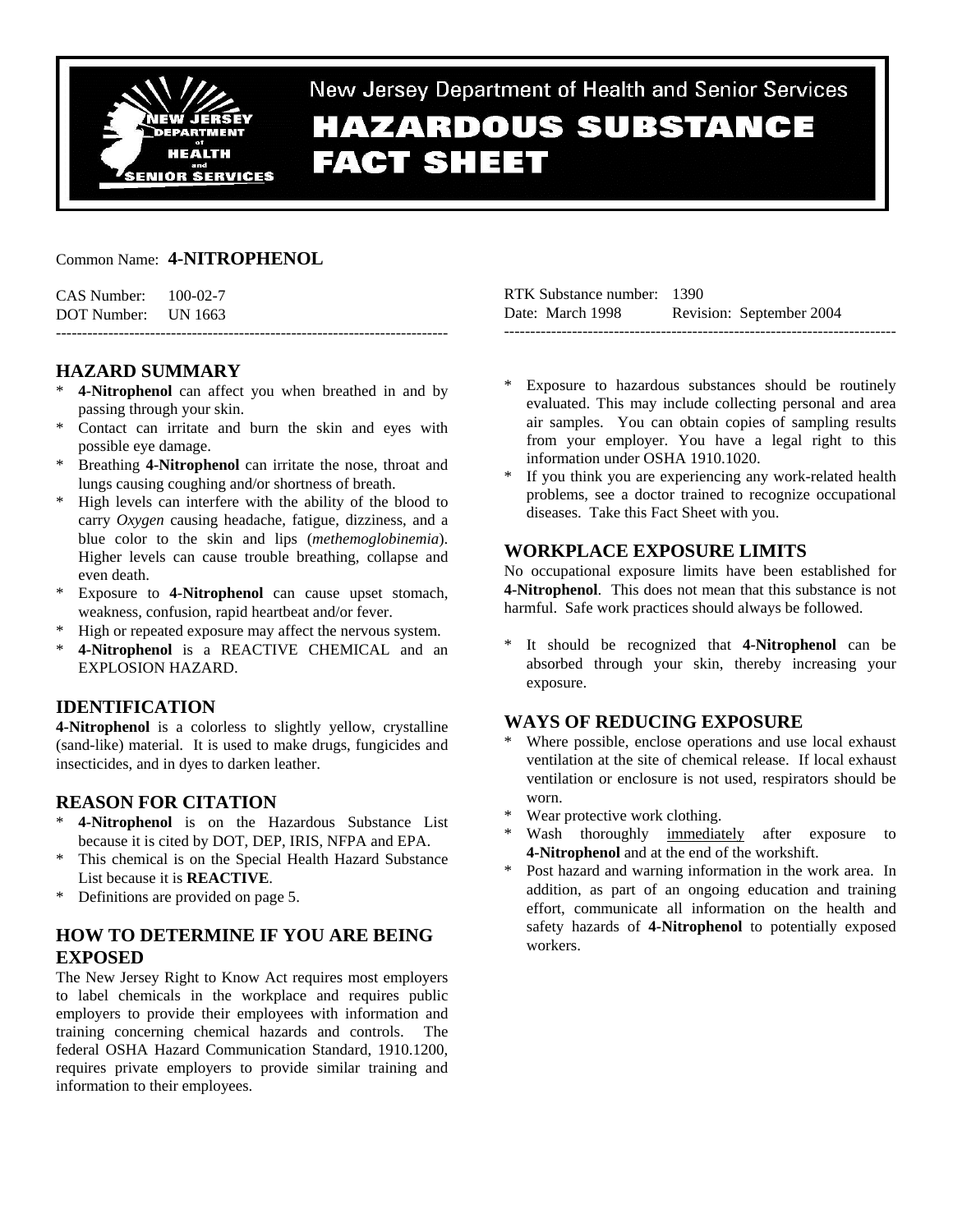New Jersey Department of Health and Senior Services

# HAZARDOUS SUBSTANCE FACT SHEET

Common Name: **4-NITROPHENOL**

CAS Number: 100-02-7
DOT Number: UN 1663

RTK Substance number: 1390
Date: March 1998 Revision: September 2004

---

## HAZARD SUMMARY

* **4-Nitrophenol** can affect you when breathed in and by passing through your skin.
* Contact can irritate and burn the skin and eyes with possible eye damage.
* Breathing **4-Nitrophenol** can irritate the nose, throat and lungs causing coughing and/or shortness of breath.
* High levels can interfere with the ability of the blood to carry *Oxygen* causing headache, fatigue, dizziness, and a blue color to the skin and lips (*methemoglobinemia*). Higher levels can cause trouble breathing, collapse and even death.
* Exposure to **4-Nitrophenol** can cause upset stomach, weakness, confusion, rapid heartbeat and/or fever.
* High or repeated exposure may affect the nervous system.
* **4-Nitrophenol** is a REACTIVE CHEMICAL and an EXPLOSION HAZARD.

## IDENTIFICATION

**4-Nitrophenol** is a colorless to slightly yellow, crystalline (sand-like) material. It is used to make drugs, fungicides and insecticides, and in dyes to darken leather.

## REASON FOR CITATION

* **4-Nitrophenol** is on the Hazardous Substance List because it is cited by DOT, DEP, IRIS, NFPA and EPA.
* This chemical is on the Special Health Hazard Substance List because it is **REACTIVE**.
* Definitions are provided on page 5.

## HOW TO DETERMINE IF YOU ARE BEING EXPOSED

The New Jersey Right to Know Act requires most employers to label chemicals in the workplace and requires public employers to provide their employees with information and training concerning chemical hazards and controls. The federal OSHA Hazard Communication Standard, 1910.1200, requires private employers to provide similar training and information to their employees.

* Exposure to hazardous substances should be routinely evaluated. This may include collecting personal and area air samples. You can obtain copies of sampling results from your employer. You have a legal right to this information under OSHA 1910.1020.
* If you think you are experiencing any work-related health problems, see a doctor trained to recognize occupational diseases. Take this Fact Sheet with you.

## WORKPLACE EXPOSURE LIMITS

No occupational exposure limits have been established for **4-Nitrophenol**. This does not mean that this substance is not harmful. Safe work practices should always be followed.

* It should be recognized that **4-Nitrophenol** can be absorbed through your skin, thereby increasing your exposure.

## WAYS OF REDUCING EXPOSURE

* Where possible, enclose operations and use local exhaust ventilation at the site of chemical release. If local exhaust ventilation or enclosure is not used, respirators should be worn.
* Wear protective work clothing.
* Wash thoroughly immediately after exposure to **4-Nitrophenol** and at the end of the workshift.
* Post hazard and warning information in the work area. In addition, as part of an ongoing education and training effort, communicate all information on the health and safety hazards of **4-Nitrophenol** to potentially exposed workers.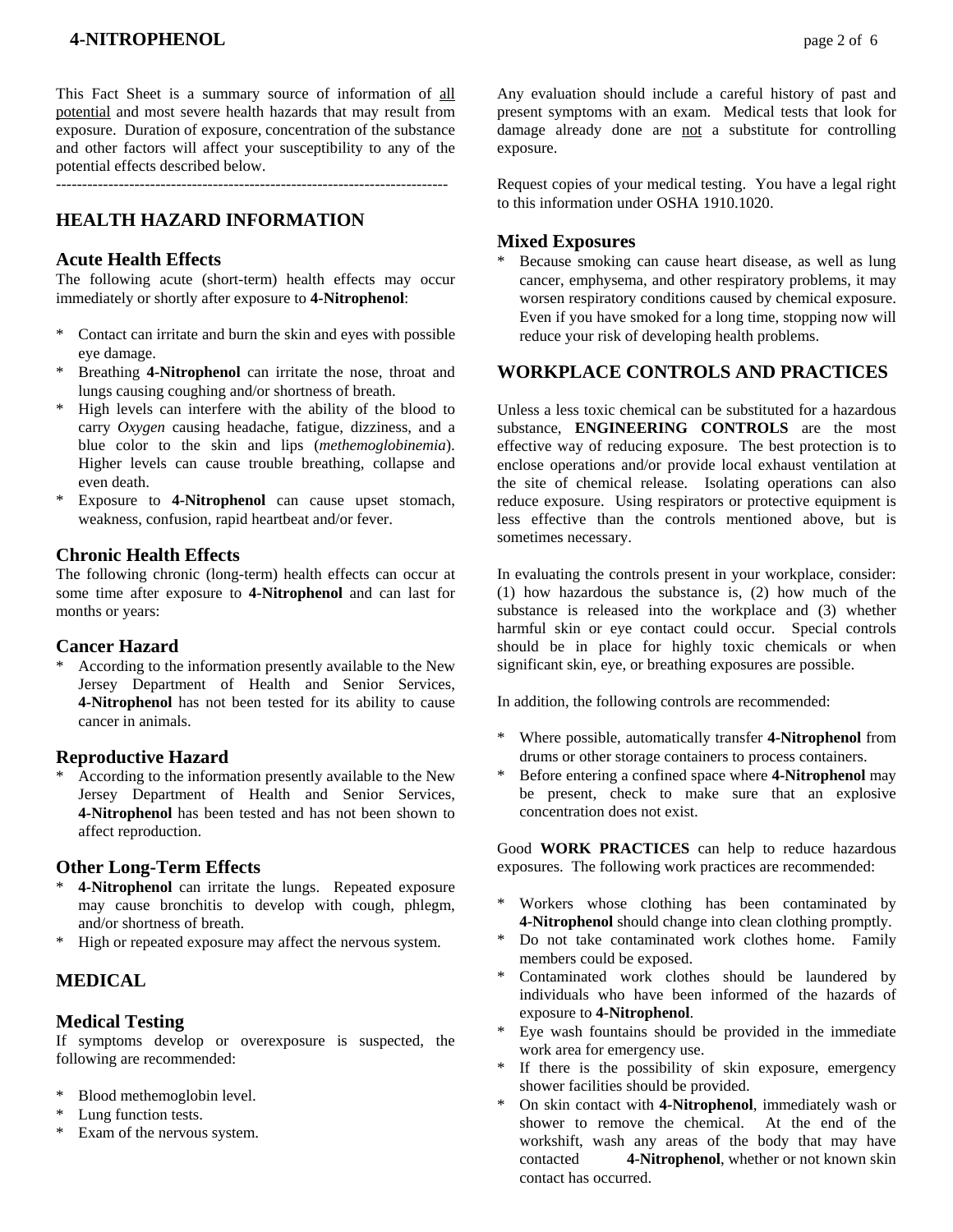This Fact Sheet is a summary source of information of all potential and most severe health hazards that may result from exposure. Duration of exposure, concentration of the substance and other factors will affect your susceptibility to any of the potential effects described below.

---------------------------------------------------------------------------

## HEALTH HAZARD INFORMATION

### Acute Health Effects

The following acute (short-term) health effects may occur immediately or shortly after exposure to **4-Nitrophenol**:

* Contact can irritate and burn the skin and eyes with possible eye damage.
* Breathing **4-Nitrophenol** can irritate the nose, throat and lungs causing coughing and/or shortness of breath.
* High levels can interfere with the ability of the blood to carry *Oxygen* causing headache, fatigue, dizziness, and a blue color to the skin and lips (*methemoglobinemia*). Higher levels can cause trouble breathing, collapse and even death.
* Exposure to **4-Nitrophenol** can cause upset stomach, weakness, confusion, rapid heartbeat and/or fever.

### Chronic Health Effects

The following chronic (long-term) health effects can occur at some time after exposure to **4-Nitrophenol** and can last for months or years:

### Cancer Hazard

* According to the information presently available to the New Jersey Department of Health and Senior Services, **4-Nitrophenol** has not been tested for its ability to cause cancer in animals.

### Reproductive Hazard

* According to the information presently available to the New Jersey Department of Health and Senior Services, **4-Nitrophenol** has been tested and has not been shown to affect reproduction.

### Other Long-Term Effects

* **4-Nitrophenol** can irritate the lungs. Repeated exposure may cause bronchitis to develop with cough, phlegm, and/or shortness of breath.
* High or repeated exposure may affect the nervous system.

## MEDICAL

### Medical Testing

If symptoms develop or overexposure is suspected, the following are recommended:

* Blood methemoglobin level.
* Lung function tests.
* Exam of the nervous system.

Any evaluation should include a careful history of past and present symptoms with an exam. Medical tests that look for damage already done are not a substitute for controlling exposure.

Request copies of your medical testing. You have a legal right to this information under OSHA 1910.1020.

### Mixed Exposures

* Because smoking can cause heart disease, as well as lung cancer, emphysema, and other respiratory problems, it may worsen respiratory conditions caused by chemical exposure. Even if you have smoked for a long time, stopping now will reduce your risk of developing health problems.

## WORKPLACE CONTROLS AND PRACTICES

Unless a less toxic chemical can be substituted for a hazardous substance, **ENGINEERING CONTROLS** are the most effective way of reducing exposure. The best protection is to enclose operations and/or provide local exhaust ventilation at the site of chemical release. Isolating operations can also reduce exposure. Using respirators or protective equipment is less effective than the controls mentioned above, but is sometimes necessary.

In evaluating the controls present in your workplace, consider: (1) how hazardous the substance is, (2) how much of the substance is released into the workplace and (3) whether harmful skin or eye contact could occur. Special controls should be in place for highly toxic chemicals or when significant skin, eye, or breathing exposures are possible.

In addition, the following controls are recommended:

* Where possible, automatically transfer **4-Nitrophenol** from drums or other storage containers to process containers.
* Before entering a confined space where **4-Nitrophenol** may be present, check to make sure that an explosive concentration does not exist.

Good **WORK PRACTICES** can help to reduce hazardous exposures. The following work practices are recommended:

* Workers whose clothing has been contaminated by **4-Nitrophenol** should change into clean clothing promptly.
* Do not take contaminated work clothes home. Family members could be exposed.
* Contaminated work clothes should be laundered by individuals who have been informed of the hazards of exposure to **4-Nitrophenol**.
* Eye wash fountains should be provided in the immediate work area for emergency use.
* If there is the possibility of skin exposure, emergency shower facilities should be provided.
* On skin contact with **4-Nitrophenol**, immediately wash or shower to remove the chemical. At the end of the workshift, wash any areas of the body that may have contacted **4-Nitrophenol**, whether or not known skin contact has occurred.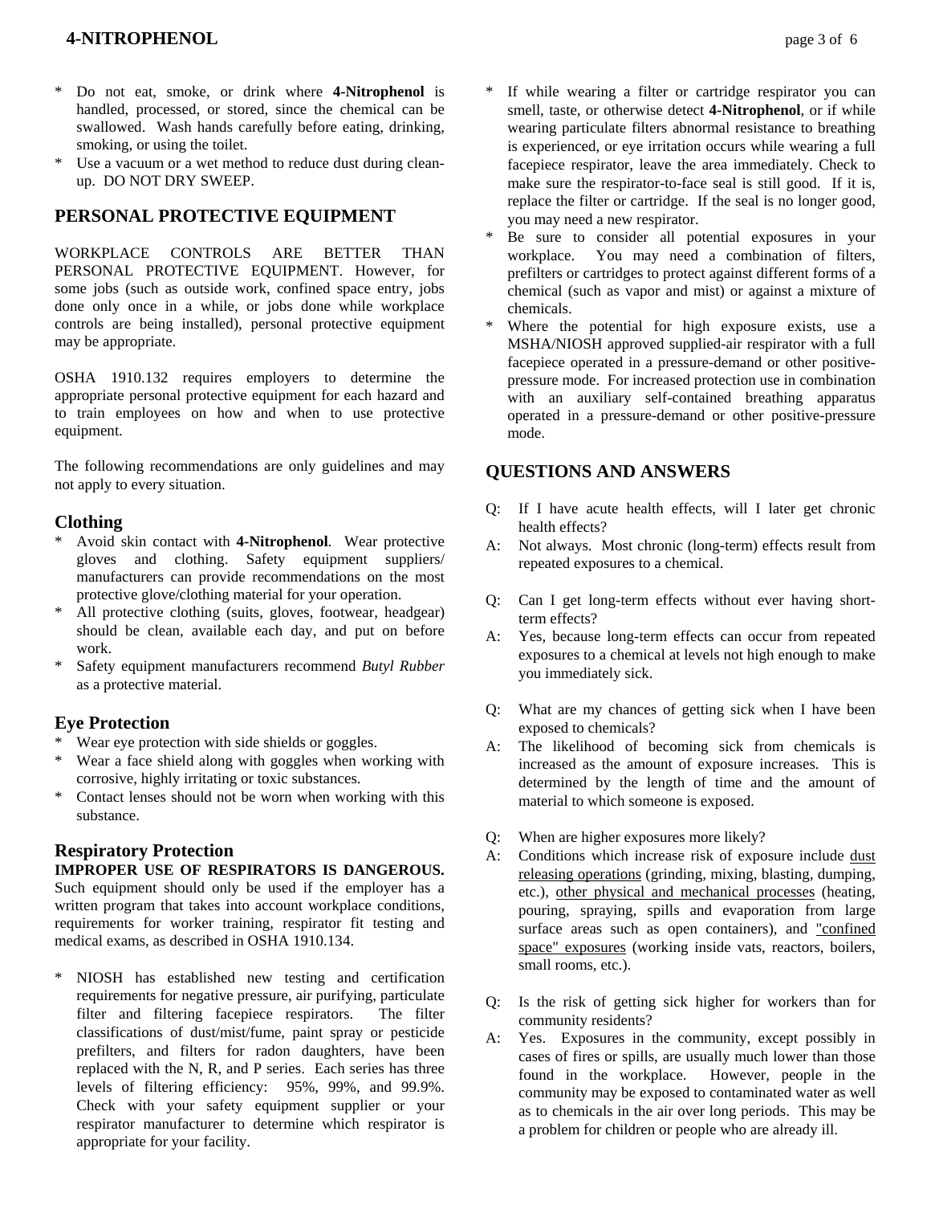* Do not eat, smoke, or drink where **4-Nitrophenol** is handled, processed, or stored, since the chemical can be swallowed. Wash hands carefully before eating, drinking, smoking, or using the toilet.
* Use a vacuum or a wet method to reduce dust during clean-up. DO NOT DRY SWEEP.

## PERSONAL PROTECTIVE EQUIPMENT

WORKPLACE CONTROLS ARE BETTER THAN PERSONAL PROTECTIVE EQUIPMENT. However, for some jobs (such as outside work, confined space entry, jobs done only once in a while, or jobs done while workplace controls are being installed), personal protective equipment may be appropriate.

OSHA 1910.132 requires employers to determine the appropriate personal protective equipment for each hazard and to train employees on how and when to use protective equipment.

The following recommendations are only guidelines and may not apply to every situation.

### Clothing

* Avoid skin contact with **4-Nitrophenol**. Wear protective gloves and clothing. Safety equipment suppliers/ manufacturers can provide recommendations on the most protective glove/clothing material for your operation.
* All protective clothing (suits, gloves, footwear, headgear) should be clean, available each day, and put on before work.
* Safety equipment manufacturers recommend *Butyl Rubber* as a protective material.

### Eye Protection

* Wear eye protection with side shields or goggles.
* Wear a face shield along with goggles when working with corrosive, highly irritating or toxic substances.
* Contact lenses should not be worn when working with this substance.

### Respiratory Protection

**IMPROPER USE OF RESPIRATORS IS DANGEROUS.** Such equipment should only be used if the employer has a written program that takes into account workplace conditions, requirements for worker training, respirator fit testing and medical exams, as described in OSHA 1910.134.

* NIOSH has established new testing and certification requirements for negative pressure, air purifying, particulate filter and filtering facepiece respirators. The filter classifications of dust/mist/fume, paint spray or pesticide prefilters, and filters for radon daughters, have been replaced with the N, R, and P series. Each series has three levels of filtering efficiency: 95%, 99%, and 99.9%. Check with your safety equipment supplier or your respirator manufacturer to determine which respirator is appropriate for your facility.
* If while wearing a filter or cartridge respirator you can smell, taste, or otherwise detect **4-Nitrophenol**, or if while wearing particulate filters abnormal resistance to breathing is experienced, or eye irritation occurs while wearing a full facepiece respirator, leave the area immediately. Check to make sure the respirator-to-face seal is still good. If it is, replace the filter or cartridge. If the seal is no longer good, you may need a new respirator.
* Be sure to consider all potential exposures in your workplace. You may need a combination of filters, prefilters or cartridges to protect against different forms of a chemical (such as vapor and mist) or against a mixture of chemicals.
* Where the potential for high exposure exists, use a MSHA/NIOSH approved supplied-air respirator with a full facepiece operated in a pressure-demand or other positive-pressure mode. For increased protection use in combination with an auxiliary self-contained breathing apparatus operated in a pressure-demand or other positive-pressure mode.

## QUESTIONS AND ANSWERS

Q: If I have acute health effects, will I later get chronic health effects?

A: Not always. Most chronic (long-term) effects result from repeated exposures to a chemical.

Q: Can I get long-term effects without ever having short-term effects?

A: Yes, because long-term effects can occur from repeated exposures to a chemical at levels not high enough to make you immediately sick.

Q: What are my chances of getting sick when I have been exposed to chemicals?

A: The likelihood of becoming sick from chemicals is increased as the amount of exposure increases. This is determined by the length of time and the amount of material to which someone is exposed.

Q: When are higher exposures more likely?

A: Conditions which increase risk of exposure include dust releasing operations (grinding, mixing, blasting, dumping, etc.), other physical and mechanical processes (heating, pouring, spraying, spills and evaporation from large surface areas such as open containers), and "confined space" exposures (working inside vats, reactors, boilers, small rooms, etc.).

Q: Is the risk of getting sick higher for workers than for community residents?

A: Yes. Exposures in the community, except possibly in cases of fires or spills, are usually much lower than those found in the workplace. However, people in the community may be exposed to contaminated water as well as to chemicals in the air over long periods. This may be a problem for children or people who are already ill.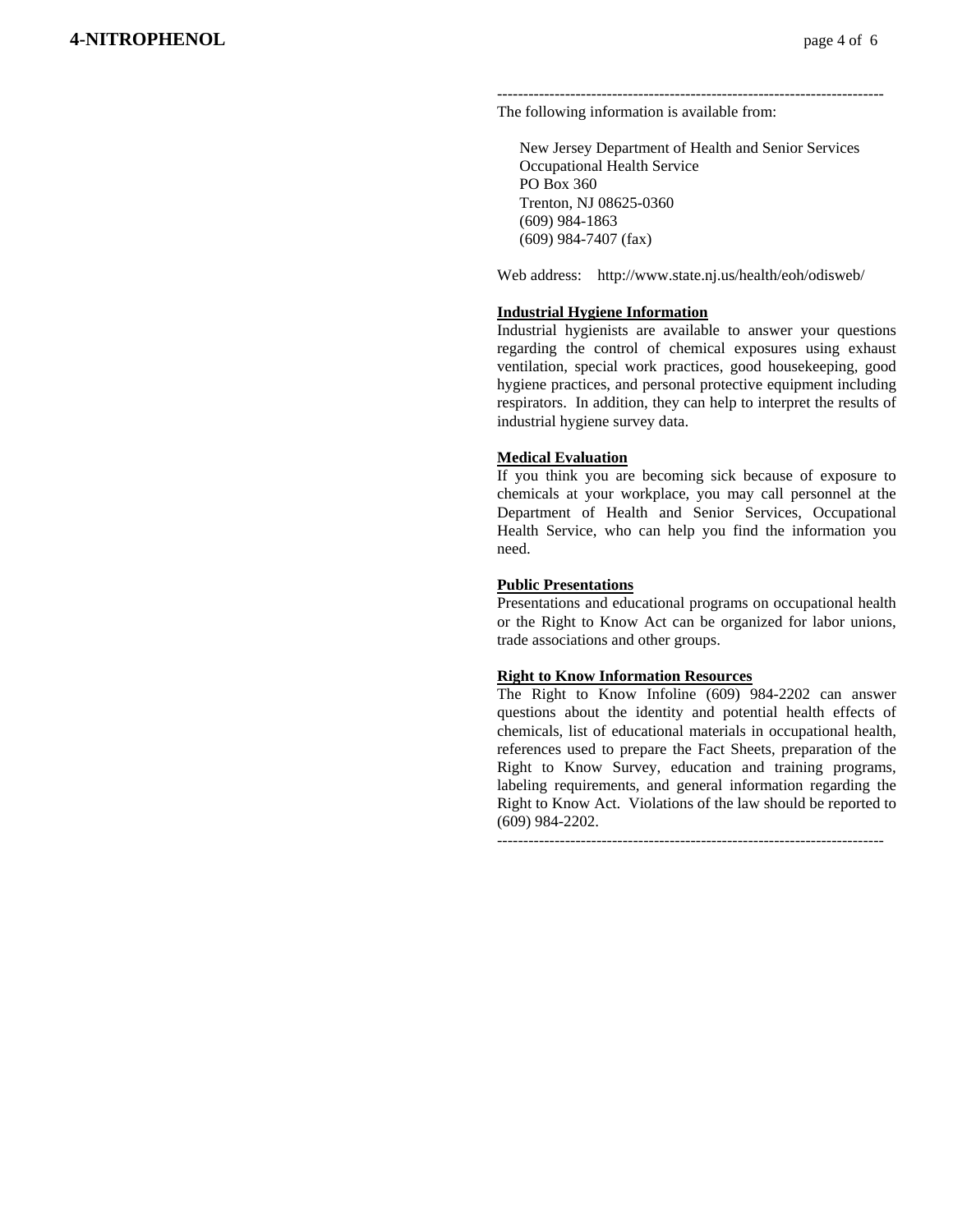---

The following information is available from:

New Jersey Department of Health and Senior Services
Occupational Health Service
PO Box 360
Trenton, NJ 08625-0360
(609) 984-1863
(609) 984-7407 (fax)

Web address: http://www.state.nj.us/health/eoh/odisweb/

**Industrial Hygiene Information**

Industrial hygienists are available to answer your questions regarding the control of chemical exposures using exhaust ventilation, special work practices, good housekeeping, good hygiene practices, and personal protective equipment including respirators. In addition, they can help to interpret the results of industrial hygiene survey data.

**Medical Evaluation**

If you think you are becoming sick because of exposure to chemicals at your workplace, you may call personnel at the Department of Health and Senior Services, Occupational Health Service, who can help you find the information you need.

**Public Presentations**

Presentations and educational programs on occupational health or the Right to Know Act can be organized for labor unions, trade associations and other groups.

**Right to Know Information Resources**

The Right to Know Infoline (609) 984-2202 can answer questions about the identity and potential health effects of chemicals, list of educational materials in occupational health, references used to prepare the Fact Sheets, preparation of the Right to Know Survey, education and training programs, labeling requirements, and general information regarding the Right to Know Act. Violations of the law should be reported to (609) 984-2202.

---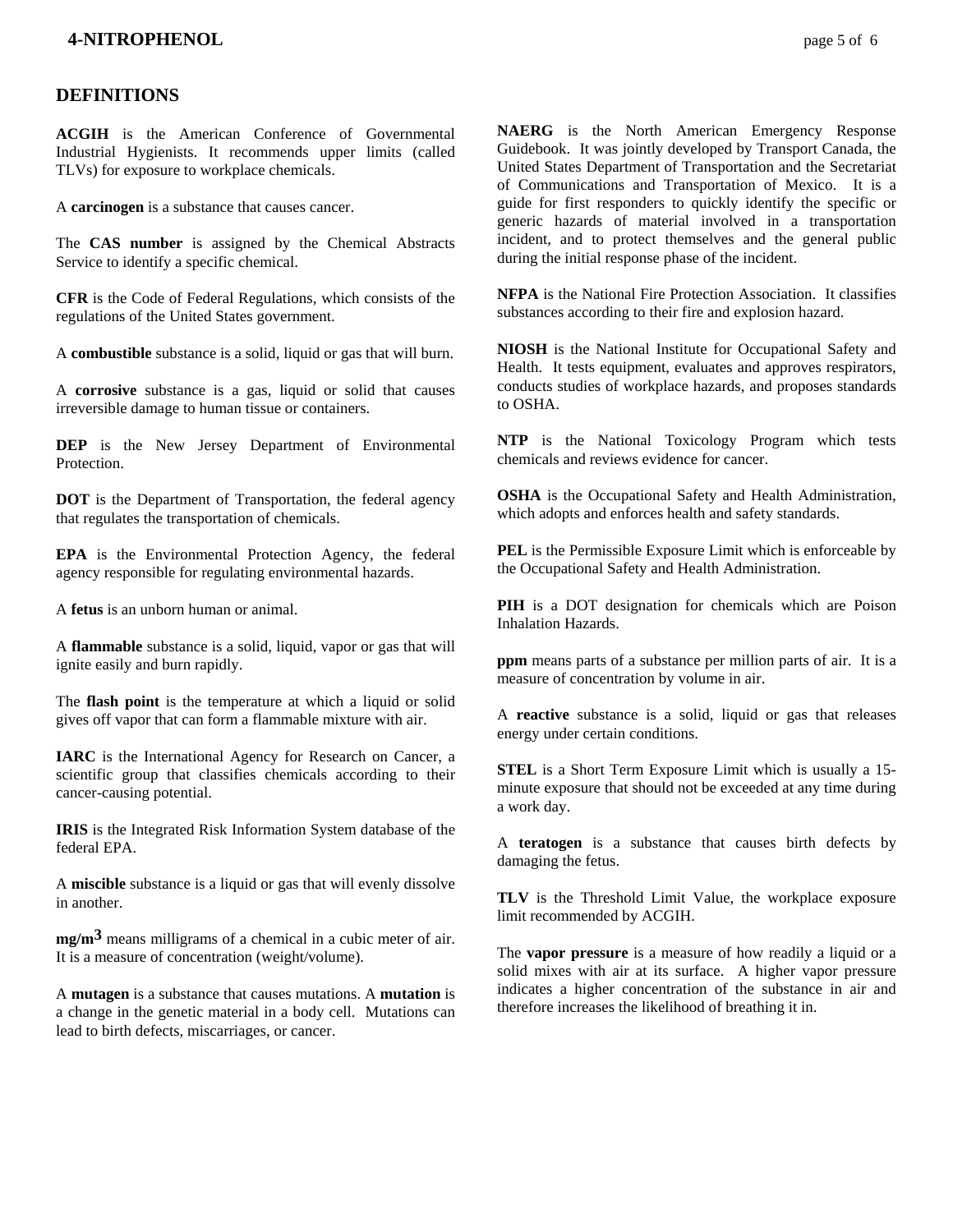## DEFINITIONS

**ACGIH** is the American Conference of Governmental Industrial Hygienists. It recommends upper limits (called TLVs) for exposure to workplace chemicals.

A **carcinogen** is a substance that causes cancer.

The **CAS number** is assigned by the Chemical Abstracts Service to identify a specific chemical.

**CFR** is the Code of Federal Regulations, which consists of the regulations of the United States government.

A **combustible** substance is a solid, liquid or gas that will burn.

A **corrosive** substance is a gas, liquid or solid that causes irreversible damage to human tissue or containers.

**DEP** is the New Jersey Department of Environmental Protection.

**DOT** is the Department of Transportation, the federal agency that regulates the transportation of chemicals.

**EPA** is the Environmental Protection Agency, the federal agency responsible for regulating environmental hazards.

A **fetus** is an unborn human or animal.

A **flammable** substance is a solid, liquid, vapor or gas that will ignite easily and burn rapidly.

The **flash point** is the temperature at which a liquid or solid gives off vapor that can form a flammable mixture with air.

**IARC** is the International Agency for Research on Cancer, a scientific group that classifies chemicals according to their cancer-causing potential.

**IRIS** is the Integrated Risk Information System database of the federal EPA.

A **miscible** substance is a liquid or gas that will evenly dissolve in another.

**mg/m$^3$** means milligrams of a chemical in a cubic meter of air. It is a measure of concentration (weight/volume).

A **mutagen** is a substance that causes mutations. A **mutation** is a change in the genetic material in a body cell. Mutations can lead to birth defects, miscarriages, or cancer.

**NAERG** is the North American Emergency Response Guidebook. It was jointly developed by Transport Canada, the United States Department of Transportation and the Secretariat of Communications and Transportation of Mexico. It is a guide for first responders to quickly identify the specific or generic hazards of material involved in a transportation incident, and to protect themselves and the general public during the initial response phase of the incident.

**NFPA** is the National Fire Protection Association. It classifies substances according to their fire and explosion hazard.

**NIOSH** is the National Institute for Occupational Safety and Health. It tests equipment, evaluates and approves respirators, conducts studies of workplace hazards, and proposes standards to OSHA.

**NTP** is the National Toxicology Program which tests chemicals and reviews evidence for cancer.

**OSHA** is the Occupational Safety and Health Administration, which adopts and enforces health and safety standards.

**PEL** is the Permissible Exposure Limit which is enforceable by the Occupational Safety and Health Administration.

**PIH** is a DOT designation for chemicals which are Poison Inhalation Hazards.

**ppm** means parts of a substance per million parts of air. It is a measure of concentration by volume in air.

A **reactive** substance is a solid, liquid or gas that releases energy under certain conditions.

**STEL** is a Short Term Exposure Limit which is usually a 15-minute exposure that should not be exceeded at any time during a work day.

A **teratogen** is a substance that causes birth defects by damaging the fetus.

**TLV** is the Threshold Limit Value, the workplace exposure limit recommended by ACGIH.

The **vapor pressure** is a measure of how readily a liquid or a solid mixes with air at its surface. A higher vapor pressure indicates a higher concentration of the substance in air and therefore increases the likelihood of breathing it in.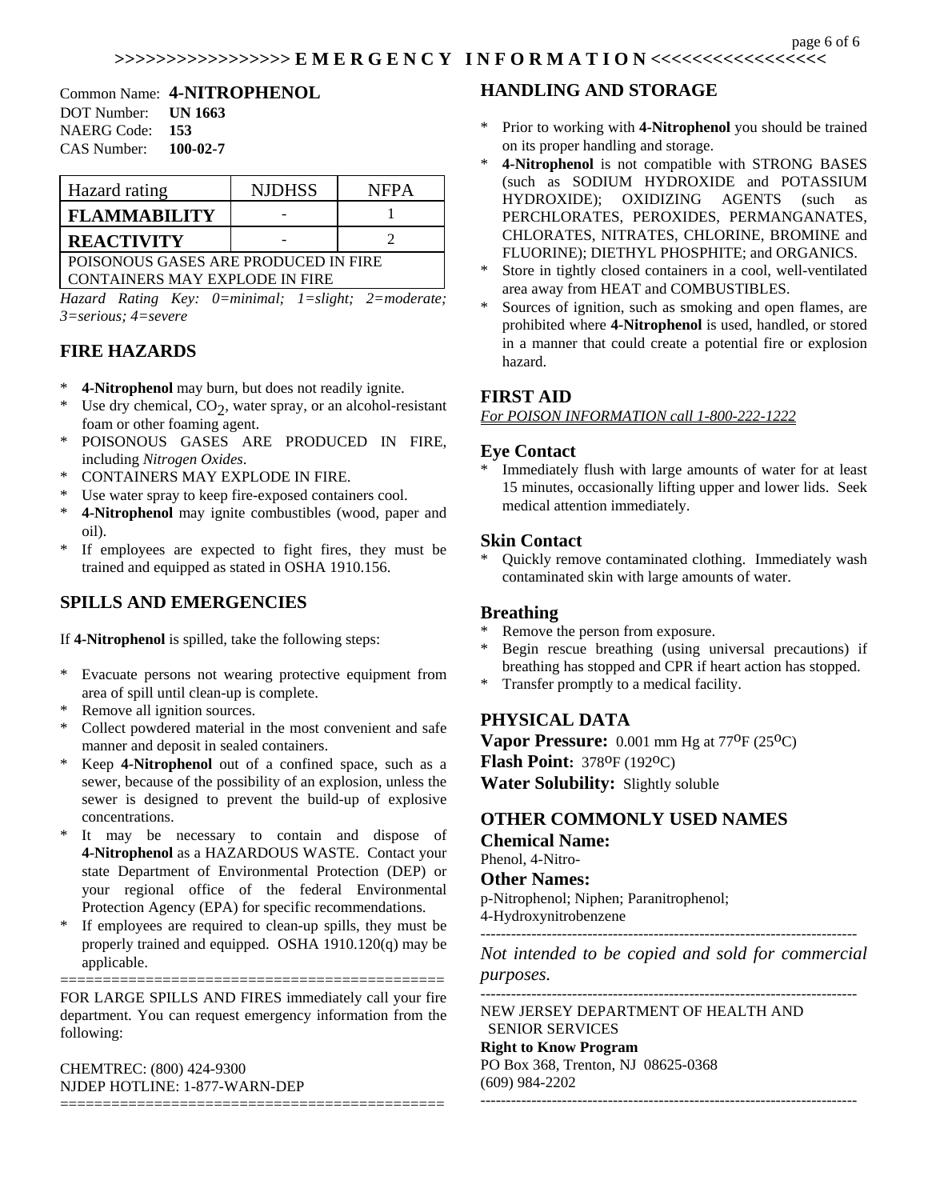# >>>>>>>>>>>>>>>> E M E R G E N C Y I N F O R M A T I O N <<<<<<<<<<<<<<<<

Common Name: **4-NITROPHENOL**
DOT Number: **UN 1663**
NAERG Code: **153**
CAS Number: **100-02-7**

| Hazard rating | NJDHSS | NFPA |
|---|---|---|
| **FLAMMABILITY** | - | 1 |
| **REACTIVITY** | - | 2 |
| POISONOUS GASES ARE PRODUCED IN FIRE CONTAINERS MAY EXPLODE IN FIRE | | |

*Hazard Rating Key: 0=minimal; 1=slight; 2=moderate; 3=serious; 4=severe*

## FIRE HAZARDS

* **4-Nitrophenol** may burn, but does not readily ignite.
* Use dry chemical, $CO_2$, water spray, or an alcohol-resistant foam or other foaming agent.
* POISONOUS GASES ARE PRODUCED IN FIRE, including *Nitrogen Oxides*.
* CONTAINERS MAY EXPLODE IN FIRE.
* Use water spray to keep fire-exposed containers cool.
* **4-Nitrophenol** may ignite combustibles (wood, paper and oil).
* If employees are expected to fight fires, they must be trained and equipped as stated in OSHA 1910.156.

## SPILLS AND EMERGENCIES

If **4-Nitrophenol** is spilled, take the following steps:

* Evacuate persons not wearing protective equipment from area of spill until clean-up is complete.
* Remove all ignition sources.
* Collect powdered material in the most convenient and safe manner and deposit in sealed containers.
* Keep **4-Nitrophenol** out of a confined space, such as a sewer, because of the possibility of an explosion, unless the sewer is designed to prevent the build-up of explosive concentrations.
* It may be necessary to contain and dispose of **4-Nitrophenol** as a HAZARDOUS WASTE. Contact your state Department of Environmental Protection (DEP) or your regional office of the federal Environmental Protection Agency (EPA) for specific recommendations.
* If employees are required to clean-up spills, they must be properly trained and equipped. OSHA 1910.120(q) may be applicable.

===========================================

FOR LARGE SPILLS AND FIRES immediately call your fire department. You can request emergency information from the following:

CHEMTREC: (800) 424-9300
NJDEP HOTLINE: 1-877-WARN-DEP

===========================================

## HANDLING AND STORAGE

* Prior to working with **4-Nitrophenol** you should be trained on its proper handling and storage.
* **4-Nitrophenol** is not compatible with STRONG BASES (such as SODIUM HYDROXIDE and POTASSIUM HYDROXIDE); OXIDIZING AGENTS (such as PERCHLORATES, PEROXIDES, PERMANGANATES, CHLORATES, NITRATES, CHLORINE, BROMINE and FLUORINE); DIETHYL PHOSPHITE; and ORGANICS.
* Store in tightly closed containers in a cool, well-ventilated area away from HEAT and COMBUSTIBLES.
* Sources of ignition, such as smoking and open flames, are prohibited where **4-Nitrophenol** is used, handled, or stored in a manner that could create a potential fire or explosion hazard.

## FIRST AID

*For POISON INFORMATION call 1-800-222-1222*

### Eye Contact

* Immediately flush with large amounts of water for at least 15 minutes, occasionally lifting upper and lower lids. Seek medical attention immediately.

### Skin Contact

* Quickly remove contaminated clothing. Immediately wash contaminated skin with large amounts of water.

### Breathing

* Remove the person from exposure.
* Begin rescue breathing (using universal precautions) if breathing has stopped and CPR if heart action has stopped.
* Transfer promptly to a medical facility.

## PHYSICAL DATA

**Vapor Pressure:** 0.001 mm Hg at 77°F (25°C)
**Flash Point:** 378°F (192°C)
**Water Solubility:** Slightly soluble

## OTHER COMMONLY USED NAMES

**Chemical Name:**
Phenol, 4-Nitro-

**Other Names:**
p-Nitrophenol; Niphen; Paranitrophenol; 4-Hydroxynitrobenzene

---

*Not intended to be copied and sold for commercial purposes.*

---

NEW JERSEY DEPARTMENT OF HEALTH AND SENIOR SERVICES
**Right to Know Program**
PO Box 368, Trenton, NJ 08625-0368
(609) 984-2202